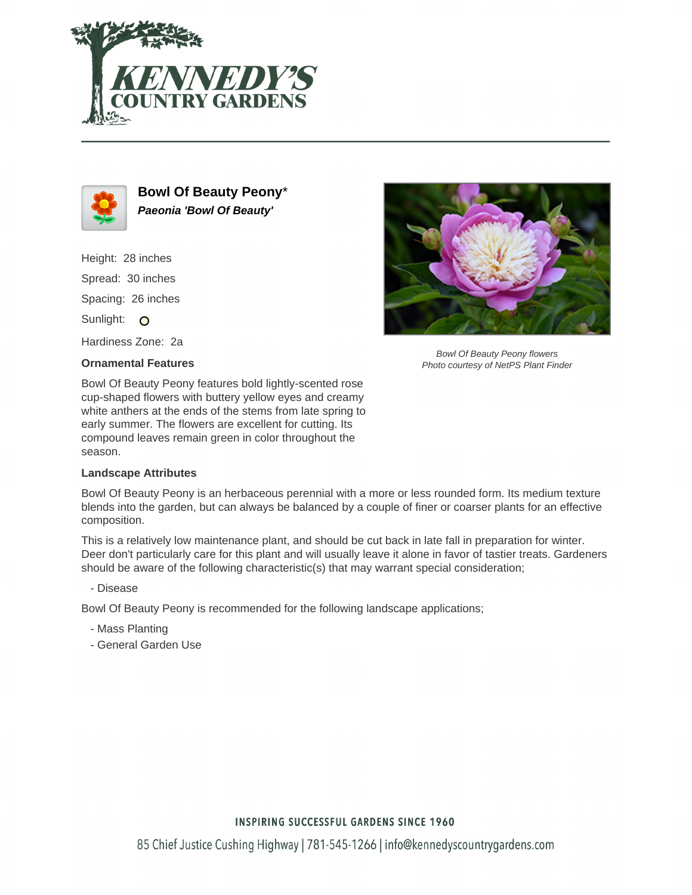## Bowl Of Beauty Peony*

***Paeonia 'Bowl Of Beauty'***

Height: 28 inches

Spread: 30 inches

Spacing: 26 inches

Sunlight: 

Hardiness Zone: 2a

*Bowl Of Beauty Peony flowers*
*Photo courtesy of NetPS Plant Finder*

### Ornamental Features

Bowl Of Beauty Peony features bold lightly-scented rose cup-shaped flowers with buttery yellow eyes and creamy white anthers at the ends of the stems from late spring to early summer. The flowers are excellent for cutting. Its compound leaves remain green in color throughout the season.

### Landscape Attributes

Bowl Of Beauty Peony is an herbaceous perennial with a more or less rounded form. Its medium texture blends into the garden, but can always be balanced by a couple of finer or coarser plants for an effective composition.

This is a relatively low maintenance plant, and should be cut back in late fall in preparation for winter. Deer don't particularly care for this plant and will usually leave it alone in favor of tastier treats. Gardeners should be aware of the following characteristic(s) that may warrant special consideration;

- Disease

Bowl Of Beauty Peony is recommended for the following landscape applications;

- Mass Planting
- General Garden Use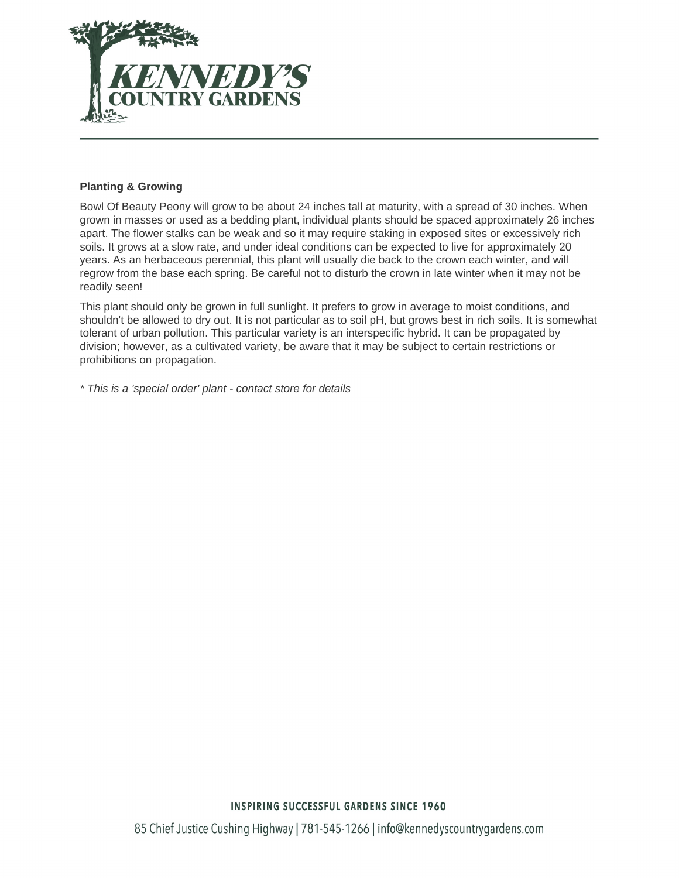**Planting & Growing**

Bowl Of Beauty Peony will grow to be about 24 inches tall at maturity, with a spread of 30 inches. When grown in masses or used as a bedding plant, individual plants should be spaced approximately 26 inches apart. The flower stalks can be weak and so it may require staking in exposed sites or excessively rich soils. It grows at a slow rate, and under ideal conditions can be expected to live for approximately 20 years. As an herbaceous perennial, this plant will usually die back to the crown each winter, and will regrow from the base each spring. Be careful not to disturb the crown in late winter when it may not be readily seen!

This plant should only be grown in full sunlight. It prefers to grow in average to moist conditions, and shouldn't be allowed to dry out. It is not particular as to soil pH, but grows best in rich soils. It is somewhat tolerant of urban pollution. This particular variety is an interspecific hybrid. It can be propagated by division; however, as a cultivated variety, be aware that it may be subject to certain restrictions or prohibitions on propagation.

*\* This is a 'special order' plant - contact store for details*